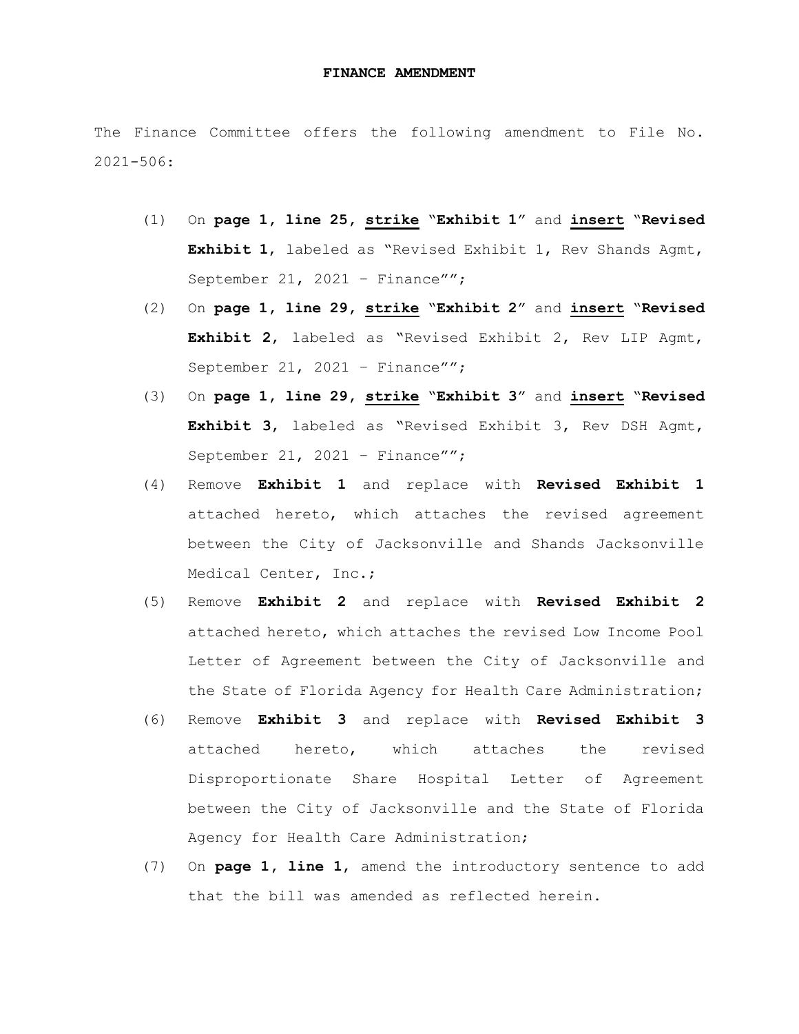# FINANCE AMENDMENT

The Finance Committee offers the following amendment to File No. 2021-506:

(1) On **page 1, line 25**, **strike** "**Exhibit 1**" and **insert** "**Revised Exhibit 1**, labeled as "Revised Exhibit 1, Rev Shands Agmt, September 21, 2021 – Finance"";

(2) On **page 1, line 29**, **strike** "**Exhibit 2**" and **insert** "**Revised Exhibit 2**, labeled as "Revised Exhibit 2, Rev LIP Agmt, September 21, 2021 – Finance"";

(3) On **page 1, line 29**, **strike** "**Exhibit 3**" and **insert** "**Revised Exhibit 3**, labeled as "Revised Exhibit 3, Rev DSH Agmt, September 21, 2021 – Finance"";

(4) Remove **Exhibit 1** and replace with **Revised Exhibit 1** attached hereto, which attaches the revised agreement between the City of Jacksonville and Shands Jacksonville Medical Center, Inc.;

(5) Remove **Exhibit 2** and replace with **Revised Exhibit 2** attached hereto, which attaches the revised Low Income Pool Letter of Agreement between the City of Jacksonville and the State of Florida Agency for Health Care Administration;

(6) Remove **Exhibit 3** and replace with **Revised Exhibit 3** attached hereto, which attaches the revised Disproportionate Share Hospital Letter of Agreement between the City of Jacksonville and the State of Florida Agency for Health Care Administration;

(7) On **page 1, line 1**, amend the introductory sentence to add that the bill was amended as reflected herein.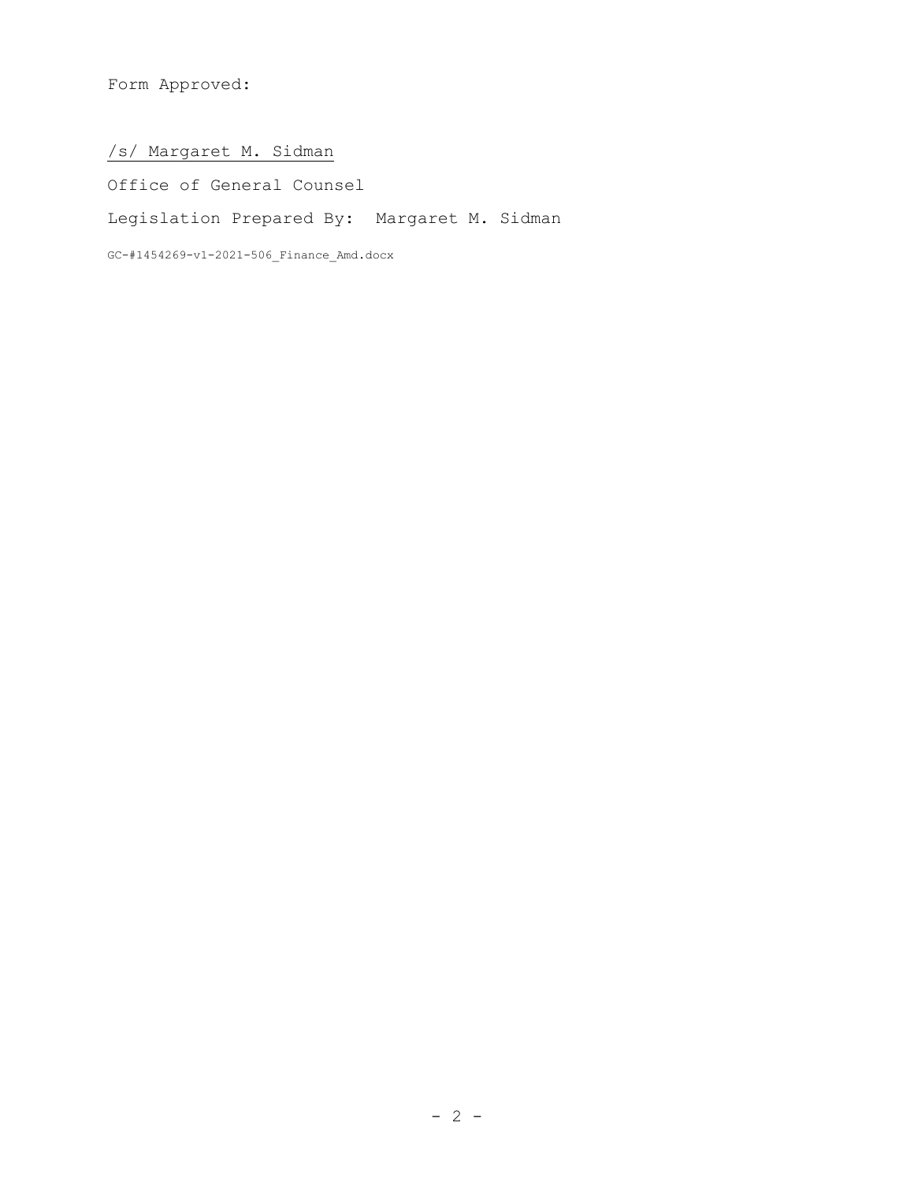Form Approved:

/s/ Margaret M. Sidman

Office of General Counsel

Legislation Prepared By:  Margaret M. Sidman

GC-#1454269-v1-2021-506_Finance_Amd.docx